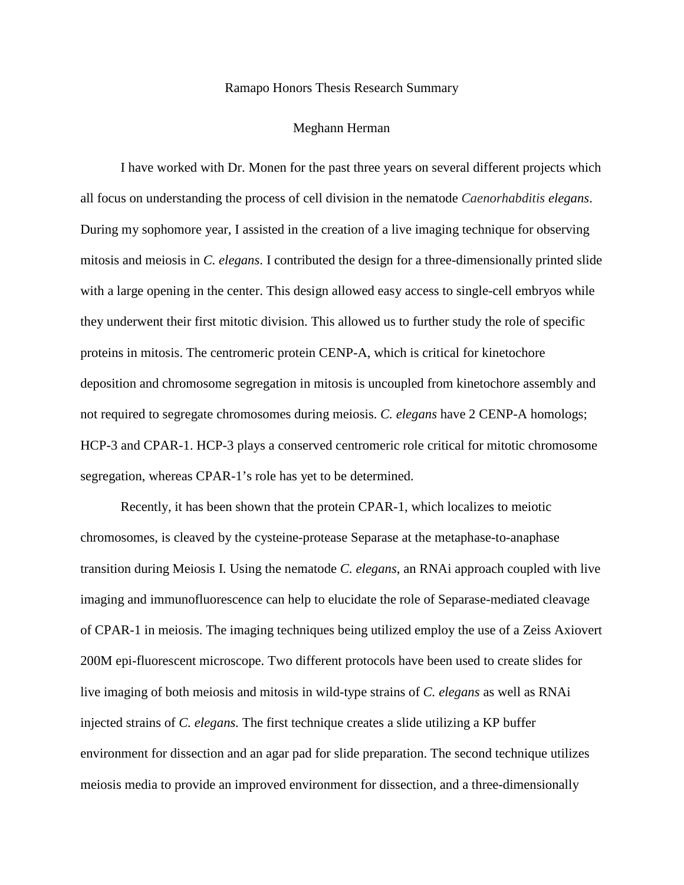Ramapo Honors Thesis Research Summary

Meghann Herman

I have worked with Dr. Monen for the past three years on several different projects which all focus on understanding the process of cell division in the nematode *Caenorhabditis elegans*. During my sophomore year, I assisted in the creation of a live imaging technique for observing mitosis and meiosis in *C. elegans*. I contributed the design for a three-dimensionally printed slide with a large opening in the center. This design allowed easy access to single-cell embryos while they underwent their first mitotic division. This allowed us to further study the role of specific proteins in mitosis. The centromeric protein CENP-A, which is critical for kinetochore deposition and chromosome segregation in mitosis is uncoupled from kinetochore assembly and not required to segregate chromosomes during meiosis. *C. elegans* have 2 CENP-A homologs; HCP-3 and CPAR-1. HCP-3 plays a conserved centromeric role critical for mitotic chromosome segregation, whereas CPAR-1's role has yet to be determined.

Recently, it has been shown that the protein CPAR-1, which localizes to meiotic chromosomes, is cleaved by the cysteine-protease Separase at the metaphase-to-anaphase transition during Meiosis I. Using the nematode *C. elegans*, an RNAi approach coupled with live imaging and immunofluorescence can help to elucidate the role of Separase-mediated cleavage of CPAR-1 in meiosis. The imaging techniques being utilized employ the use of a Zeiss Axiovert 200M epi-fluorescent microscope. Two different protocols have been used to create slides for live imaging of both meiosis and mitosis in wild-type strains of *C. elegans* as well as RNAi injected strains of *C. elegans.* The first technique creates a slide utilizing a KP buffer environment for dissection and an agar pad for slide preparation. The second technique utilizes meiosis media to provide an improved environment for dissection, and a three-dimensionally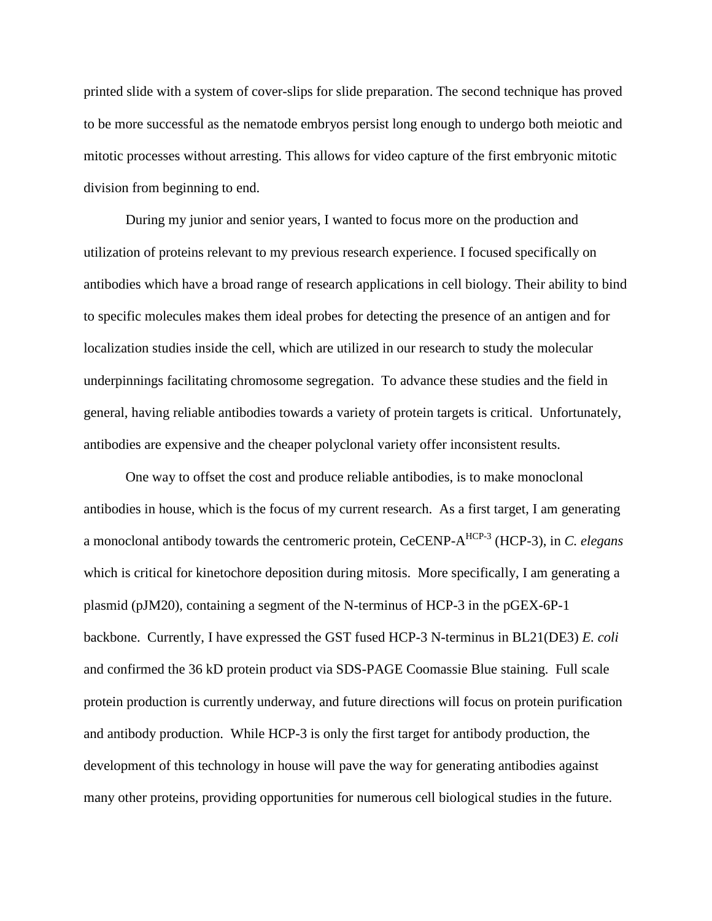printed slide with a system of cover-slips for slide preparation. The second technique has proved to be more successful as the nematode embryos persist long enough to undergo both meiotic and mitotic processes without arresting. This allows for video capture of the first embryonic mitotic division from beginning to end.

During my junior and senior years, I wanted to focus more on the production and utilization of proteins relevant to my previous research experience. I focused specifically on antibodies which have a broad range of research applications in cell biology. Their ability to bind to specific molecules makes them ideal probes for detecting the presence of an antigen and for localization studies inside the cell, which are utilized in our research to study the molecular underpinnings facilitating chromosome segregation. To advance these studies and the field in general, having reliable antibodies towards a variety of protein targets is critical. Unfortunately, antibodies are expensive and the cheaper polyclonal variety offer inconsistent results.

One way to offset the cost and produce reliable antibodies, is to make monoclonal antibodies in house, which is the focus of my current research. As a first target, I am generating a monoclonal antibody towards the centromeric protein, CeCENP-A$^{\text{HCP-3}}$ (HCP-3), in *C. elegans* which is critical for kinetochore deposition during mitosis. More specifically, I am generating a plasmid (pJM20), containing a segment of the N-terminus of HCP-3 in the pGEX-6P-1 backbone. Currently, I have expressed the GST fused HCP-3 N-terminus in BL21(DE3) *E. coli* and confirmed the 36 kD protein product via SDS-PAGE Coomassie Blue staining. Full scale protein production is currently underway, and future directions will focus on protein purification and antibody production. While HCP-3 is only the first target for antibody production, the development of this technology in house will pave the way for generating antibodies against many other proteins, providing opportunities for numerous cell biological studies in the future.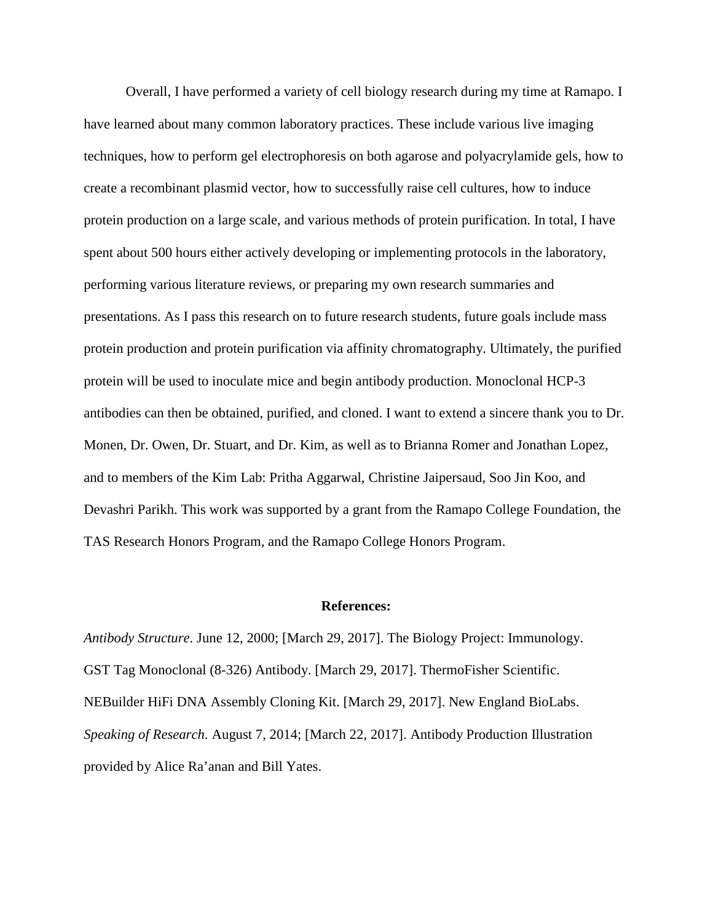Overall, I have performed a variety of cell biology research during my time at Ramapo. I have learned about many common laboratory practices. These include various live imaging techniques, how to perform gel electrophoresis on both agarose and polyacrylamide gels, how to create a recombinant plasmid vector, how to successfully raise cell cultures, how to induce protein production on a large scale, and various methods of protein purification. In total, I have spent about 500 hours either actively developing or implementing protocols in the laboratory, performing various literature reviews, or preparing my own research summaries and presentations. As I pass this research on to future research students, future goals include mass protein production and protein purification via affinity chromatography. Ultimately, the purified protein will be used to inoculate mice and begin antibody production. Monoclonal HCP-3 antibodies can then be obtained, purified, and cloned. I want to extend a sincere thank you to Dr. Monen, Dr. Owen, Dr. Stuart, and Dr. Kim, as well as to Brianna Romer and Jonathan Lopez, and to members of the Kim Lab: Pritha Aggarwal, Christine Jaipersaud, Soo Jin Koo, and Devashri Parikh. This work was supported by a grant from the Ramapo College Foundation, the TAS Research Honors Program, and the Ramapo College Honors Program.

**References:**

*Antibody Structure*. June 12, 2000; [March 29, 2017]. The Biology Project: Immunology.

GST Tag Monoclonal (8-326) Antibody. [March 29, 2017]. ThermoFisher Scientific.

NEBuilder HiFi DNA Assembly Cloning Kit. [March 29, 2017]. New England BioLabs.

*Speaking of Research*. August 7, 2014; [March 22, 2017]. Antibody Production Illustration provided by Alice Ra'anan and Bill Yates.